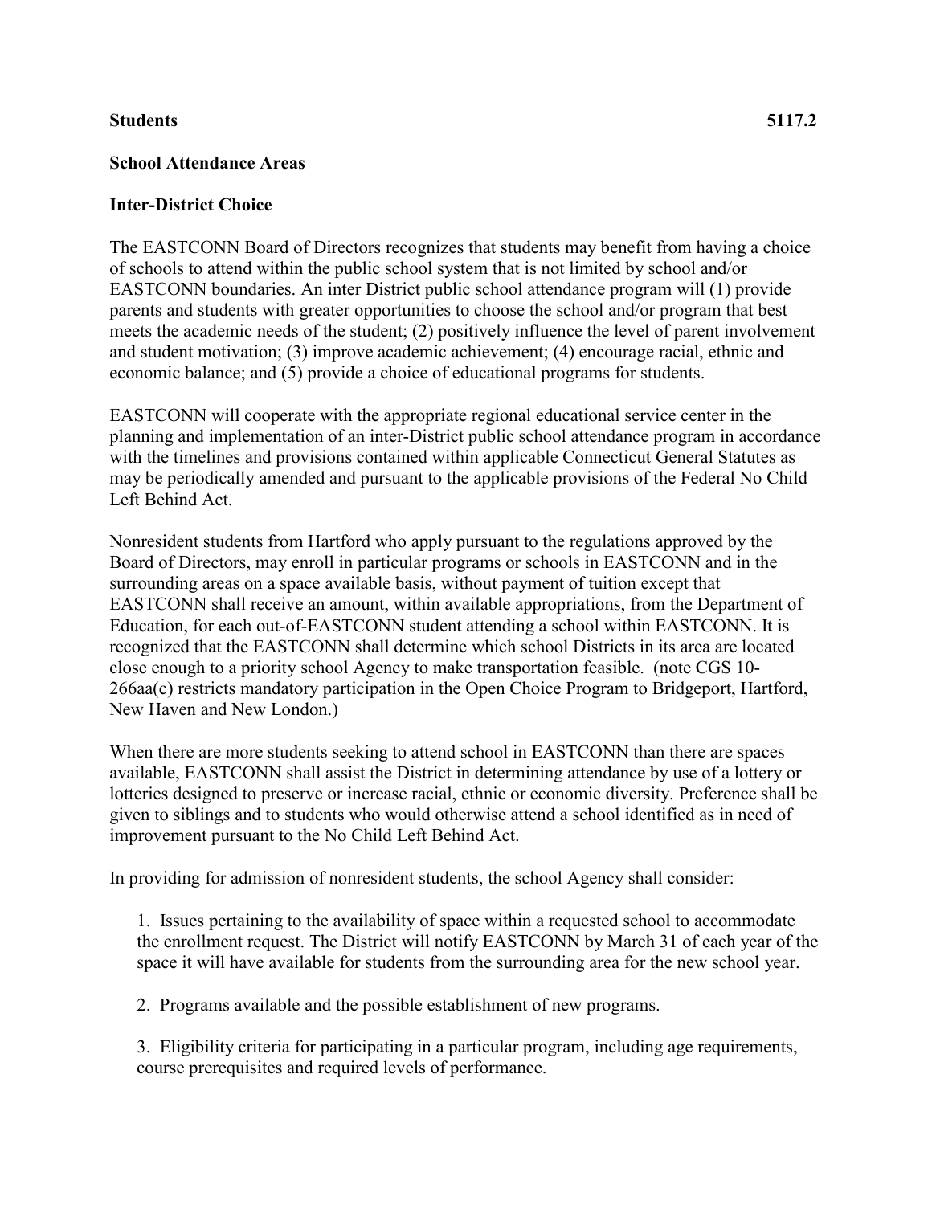**Students 5117.2**

**School Attendance Areas**

**Inter-District Choice**

The EASTCONN Board of Directors recognizes that students may benefit from having a choice of schools to attend within the public school system that is not limited by school and/or EASTCONN boundaries. An inter District public school attendance program will (1) provide parents and students with greater opportunities to choose the school and/or program that best meets the academic needs of the student; (2) positively influence the level of parent involvement and student motivation; (3) improve academic achievement; (4) encourage racial, ethnic and economic balance; and (5) provide a choice of educational programs for students.

EASTCONN will cooperate with the appropriate regional educational service center in the planning and implementation of an inter-District public school attendance program in accordance with the timelines and provisions contained within applicable Connecticut General Statutes as may be periodically amended and pursuant to the applicable provisions of the Federal No Child Left Behind Act.

Nonresident students from Hartford who apply pursuant to the regulations approved by the Board of Directors, may enroll in particular programs or schools in EASTCONN and in the surrounding areas on a space available basis, without payment of tuition except that EASTCONN shall receive an amount, within available appropriations, from the Department of Education, for each out-of-EASTCONN student attending a school within EASTCONN. It is recognized that the EASTCONN shall determine which school Districts in its area are located close enough to a priority school Agency to make transportation feasible. (note CGS 10-266aa(c) restricts mandatory participation in the Open Choice Program to Bridgeport, Hartford, New Haven and New London.)

When there are more students seeking to attend school in EASTCONN than there are spaces available, EASTCONN shall assist the District in determining attendance by use of a lottery or lotteries designed to preserve or increase racial, ethnic or economic diversity. Preference shall be given to siblings and to students who would otherwise attend a school identified as in need of improvement pursuant to the No Child Left Behind Act.

In providing for admission of nonresident students, the school Agency shall consider:

1. Issues pertaining to the availability of space within a requested school to accommodate the enrollment request. The District will notify EASTCONN by March 31 of each year of the space it will have available for students from the surrounding area for the new school year.

2. Programs available and the possible establishment of new programs.

3. Eligibility criteria for participating in a particular program, including age requirements, course prerequisites and required levels of performance.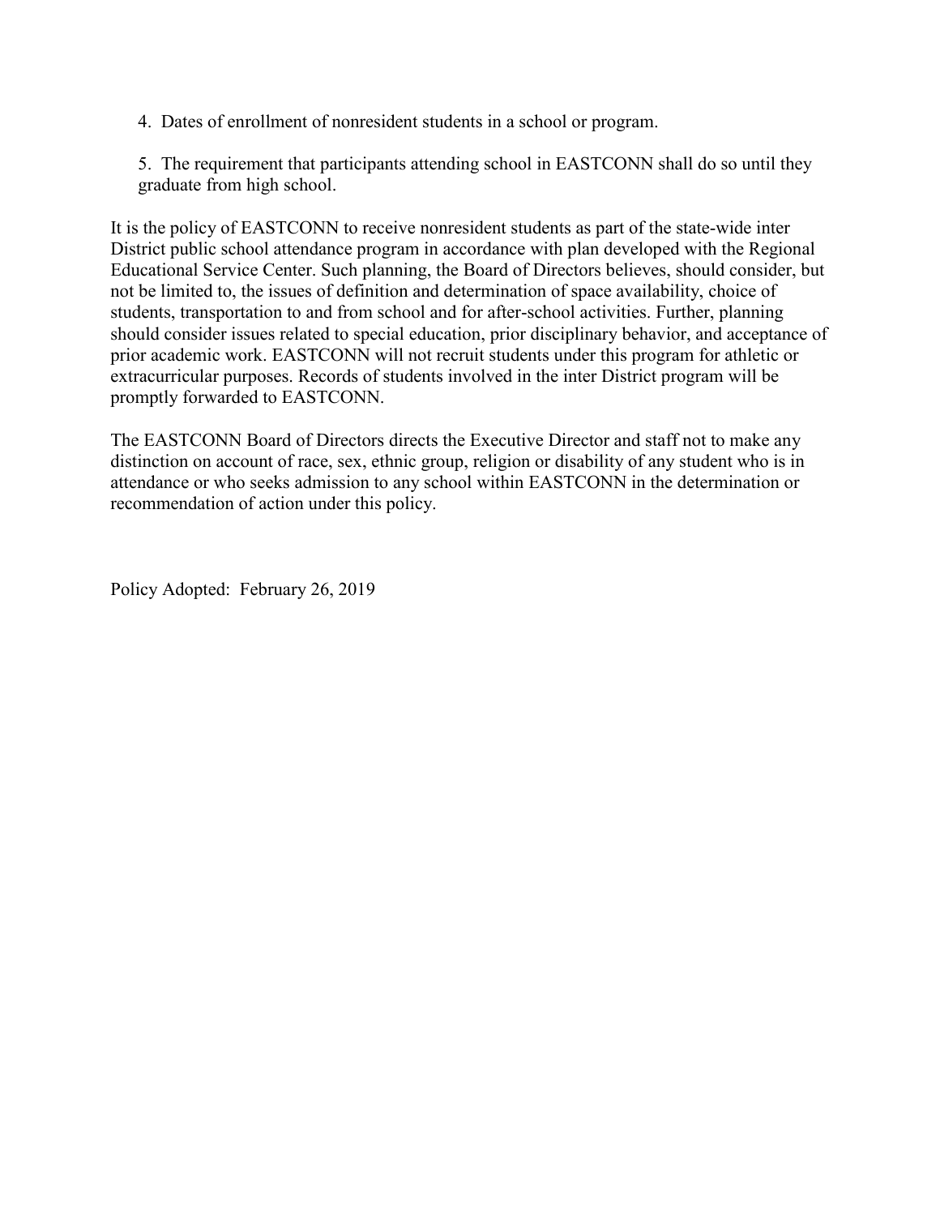4. Dates of enrollment of nonresident students in a school or program.

5. The requirement that participants attending school in EASTCONN shall do so until they graduate from high school.

It is the policy of EASTCONN to receive nonresident students as part of the state-wide inter District public school attendance program in accordance with plan developed with the Regional Educational Service Center. Such planning, the Board of Directors believes, should consider, but not be limited to, the issues of definition and determination of space availability, choice of students, transportation to and from school and for after-school activities. Further, planning should consider issues related to special education, prior disciplinary behavior, and acceptance of prior academic work. EASTCONN will not recruit students under this program for athletic or extracurricular purposes. Records of students involved in the inter District program will be promptly forwarded to EASTCONN.

The EASTCONN Board of Directors directs the Executive Director and staff not to make any distinction on account of race, sex, ethnic group, religion or disability of any student who is in attendance or who seeks admission to any school within EASTCONN in the determination or recommendation of action under this policy.

Policy Adopted: February 26, 2019